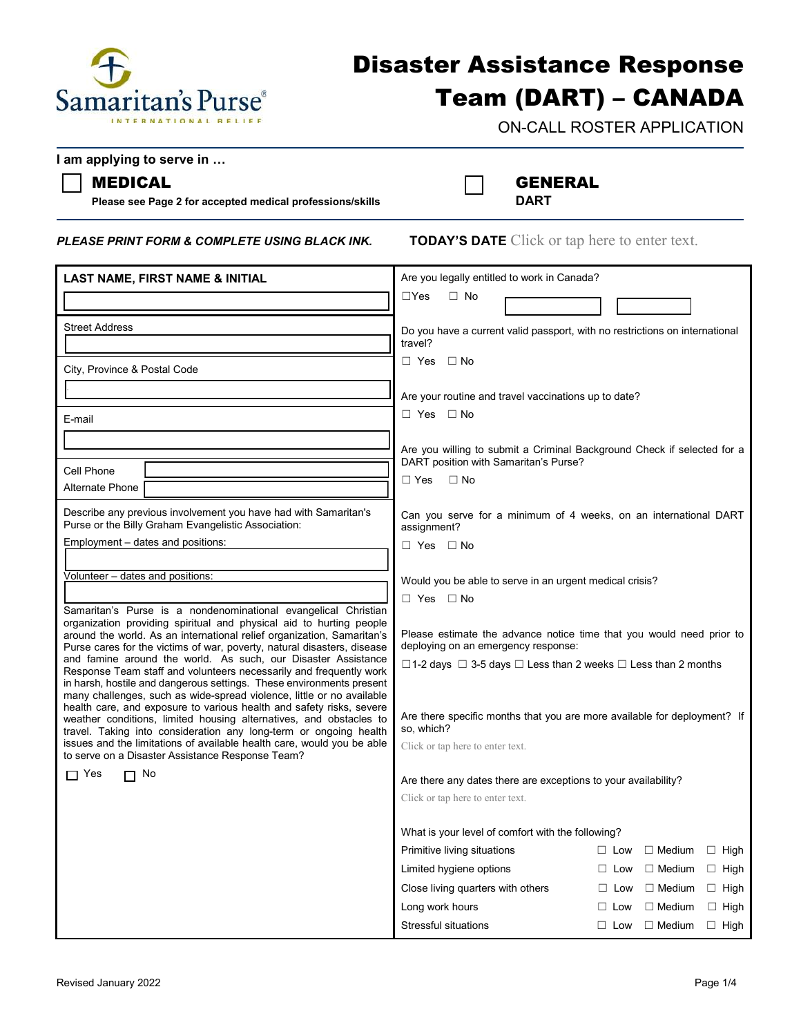Samaritan's Purse®
INTERNATIONAL RELIEF

# Disaster Assistance Response Team (DART) – CANADA

ON-CALL ROSTER APPLICATION

**I am applying to serve in …**

☐ **MEDICAL**
**Please see Page 2 for accepted medical professions/skills**

☐ **GENERAL DART**

***PLEASE PRINT FORM & COMPLETE USING BLACK INK.*** **TODAY'S DATE** Click or tap here to enter text.

**LAST NAME, FIRST NAME & INITIAL**

Street Address

City, Province & Postal Code

E-mail

Cell Phone

Alternate Phone

Describe any previous involvement you have had with Samaritan's Purse or the Billy Graham Evangelistic Association:

Employment – dates and positions:

Volunteer – dates and positions:

Samaritan's Purse is a nondenominational evangelical Christian organization providing spiritual and physical aid to hurting people around the world. As an international relief organization, Samaritan's Purse cares for the victims of war, poverty, natural disasters, disease and famine around the world. As such, our Disaster Assistance Response Team staff and volunteers necessarily and frequently work in harsh, hostile and dangerous settings. These environments present many challenges, such as wide-spread violence, little or no available health care, and exposure to various health and safety risks, severe weather conditions, limited housing alternatives, and obstacles to travel. Taking into consideration any long-term or ongoing health issues and the limitations of available health care, would you be able to serve on a Disaster Assistance Response Team?

☐ Yes ☐ No

Are you legally entitled to work in Canada?

☐Yes ☐ No

Do you have a current valid passport, with no restrictions on international travel?

☐ Yes ☐ No

Are your routine and travel vaccinations up to date?

☐ Yes ☐ No

Are you willing to submit a Criminal Background Check if selected for a DART position with Samaritan's Purse?

☐ Yes ☐ No

Can you serve for a minimum of 4 weeks, on an international DART assignment?

☐ Yes ☐ No

Would you be able to serve in an urgent medical crisis?

☐ Yes ☐ No

Please estimate the advance notice time that you would need prior to deploying on an emergency response:

☐1-2 days ☐ 3-5 days ☐ Less than 2 weeks ☐ Less than 2 months

Are there specific months that you are more available for deployment? If so, which?

Click or tap here to enter text.

Are there any dates there are exceptions to your availability?

Click or tap here to enter text.

What is your level of comfort with the following?

| | | | |
|---|---|---|---|
| Primitive living situations | ☐ Low | ☐ Medium | ☐ High |
| Limited hygiene options | ☐ Low | ☐ Medium | ☐ High |
| Close living quarters with others | ☐ Low | ☐ Medium | ☐ High |
| Long work hours | ☐ Low | ☐ Medium | ☐ High |
| Stressful situations | ☐ Low | ☐ Medium | ☐ High |

Revised January 2022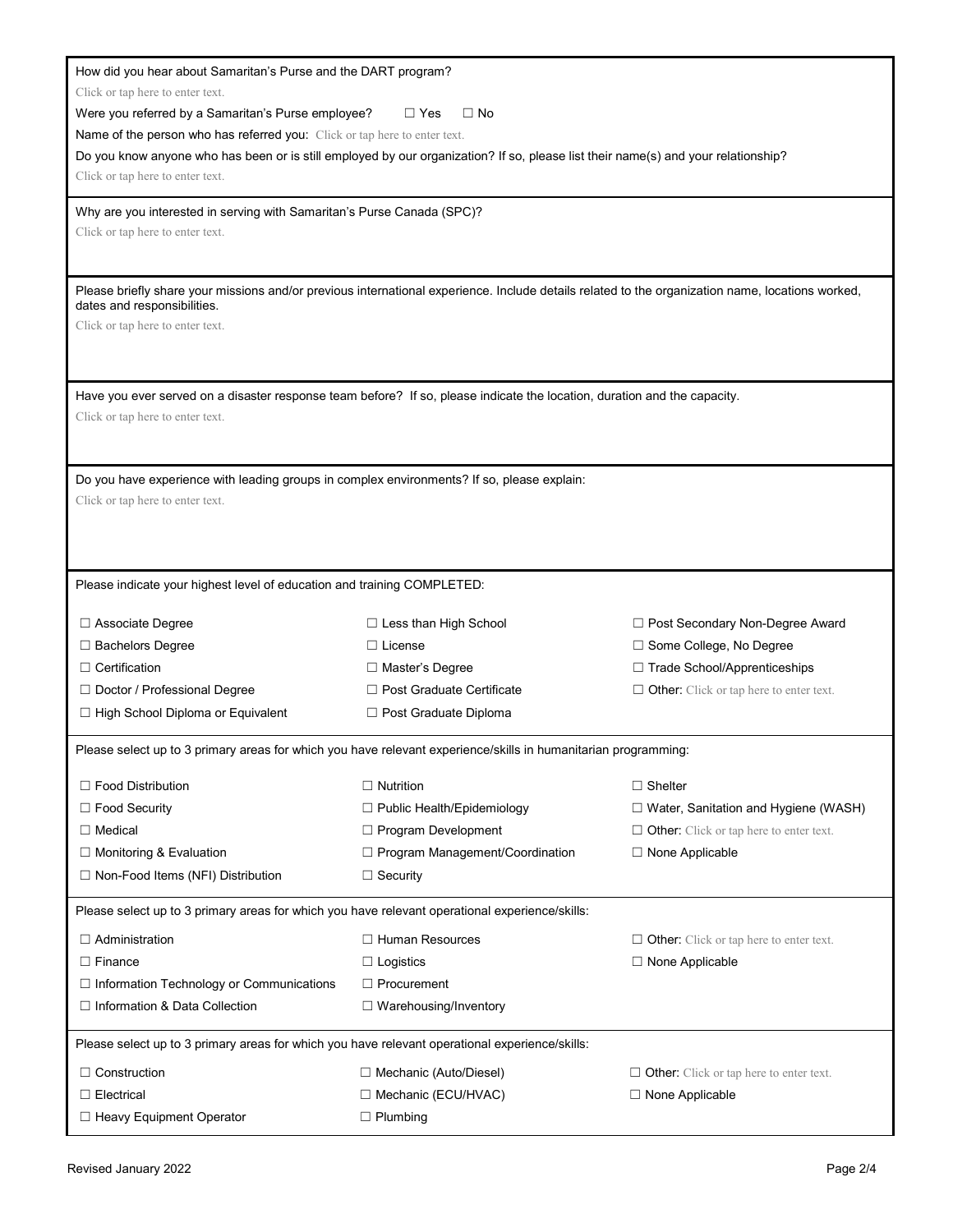How did you hear about Samaritan's Purse and the DART program?

Click or tap here to enter text.

Were you referred by a Samaritan's Purse employee? ☐ Yes ☐ No

Name of the person who has referred you: Click or tap here to enter text.

Do you know anyone who has been or is still employed by our organization? If so, please list their name(s) and your relationship?

Click or tap here to enter text.

Why are you interested in serving with Samaritan's Purse Canada (SPC)?

Click or tap here to enter text.

Please briefly share your missions and/or previous international experience. Include details related to the organization name, locations worked, dates and responsibilities.

Click or tap here to enter text.

Have you ever served on a disaster response team before? If so, please indicate the location, duration and the capacity.

Click or tap here to enter text.

Do you have experience with leading groups in complex environments? If so, please explain:

Click or tap here to enter text.

Please indicate your highest level of education and training COMPLETED:

| | | |
|---|---|---|
| ☐ Associate Degree | ☐ Less than High School | ☐ Post Secondary Non-Degree Award |
| ☐ Bachelors Degree | ☐ License | ☐ Some College, No Degree |
| ☐ Certification | ☐ Master's Degree | ☐ Trade School/Apprenticeships |
| ☐ Doctor / Professional Degree | ☐ Post Graduate Certificate | ☐ **Other:** Click or tap here to enter text. |
| ☐ High School Diploma or Equivalent | ☐ Post Graduate Diploma | |

Please select up to 3 primary areas for which you have relevant experience/skills in humanitarian programming:

| | | |
|---|---|---|
| ☐ Food Distribution | ☐ Nutrition | ☐ Shelter |
| ☐ Food Security | ☐ Public Health/Epidemiology | ☐ Water, Sanitation and Hygiene (WASH) |
| ☐ Medical | ☐ Program Development | ☐ **Other:** Click or tap here to enter text. |
| ☐ Monitoring & Evaluation | ☐ Program Management/Coordination | ☐ None Applicable |
| ☐ Non-Food Items (NFI) Distribution | ☐ Security | |

Please select up to 3 primary areas for which you have relevant operational experience/skills:

| | | |
|---|---|---|
| ☐ Administration | ☐ Human Resources | ☐ **Other:** Click or tap here to enter text. |
| ☐ Finance | ☐ Logistics | ☐ None Applicable |
| ☐ Information Technology or Communications | ☐ Procurement | |
| ☐ Information & Data Collection | ☐ Warehousing/Inventory | |

Please select up to 3 primary areas for which you have relevant operational experience/skills:

| | | |
|---|---|---|
| ☐ Construction | ☐ Mechanic (Auto/Diesel) | ☐ **Other:** Click or tap here to enter text. |
| ☐ Electrical | ☐ Mechanic (ECU/HVAC) | ☐ None Applicable |
| ☐ Heavy Equipment Operator | ☐ Plumbing | |

Revised January 2022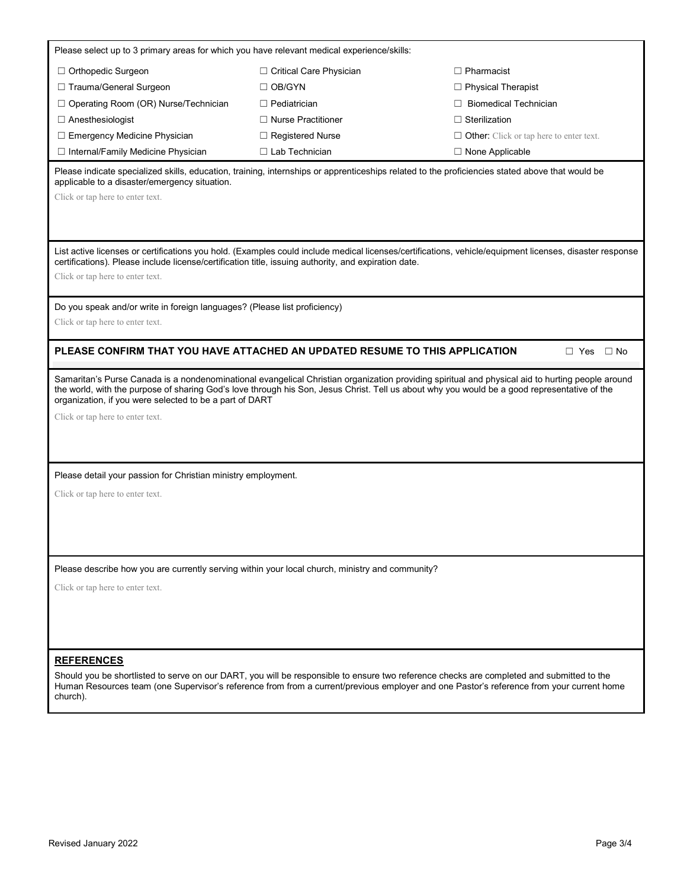Please select up to 3 primary areas for which you have relevant medical experience/skills:

| | | |
|---|---|---|
| ☐ Orthopedic Surgeon | ☐ Critical Care Physician | ☐ Pharmacist |
| ☐ Trauma/General Surgeon | ☐ OB/GYN | ☐ Physical Therapist |
| ☐ Operating Room (OR) Nurse/Technician | ☐ Pediatrician | ☐ Biomedical Technician |
| ☐ Anesthesiologist | ☐ Nurse Practitioner | ☐ Sterilization |
| ☐ Emergency Medicine Physician | ☐ Registered Nurse | ☐ **Other:** Click or tap here to enter text. |
| ☐ Internal/Family Medicine Physician | ☐ Lab Technician | ☐ None Applicable |

Please indicate specialized skills, education, training, internships or apprenticeships related to the proficiencies stated above that would be applicable to a disaster/emergency situation.

Click or tap here to enter text.

List active licenses or certifications you hold. (Examples could include medical licenses/certifications, vehicle/equipment licenses, disaster response certifications). Please include license/certification title, issuing authority, and expiration date.

Click or tap here to enter text.

Do you speak and/or write in foreign languages? (Please list proficiency)

Click or tap here to enter text.

**PLEASE CONFIRM THAT YOU HAVE ATTACHED AN UPDATED RESUME TO THIS APPLICATION** ☐ Yes ☐ No

Samaritan's Purse Canada is a nondenominational evangelical Christian organization providing spiritual and physical aid to hurting people around the world, with the purpose of sharing God's love through his Son, Jesus Christ. Tell us about why you would be a good representative of the organization, if you were selected to be a part of DART

Click or tap here to enter text.

Please detail your passion for Christian ministry employment.

Click or tap here to enter text.

Please describe how you are currently serving within your local church, ministry and community?

Click or tap here to enter text.

## REFERENCES

Should you be shortlisted to serve on our DART, you will be responsible to ensure two reference checks are completed and submitted to the Human Resources team (one Supervisor's reference from from a current/previous employer and one Pastor's reference from your current home church).

Revised January 2022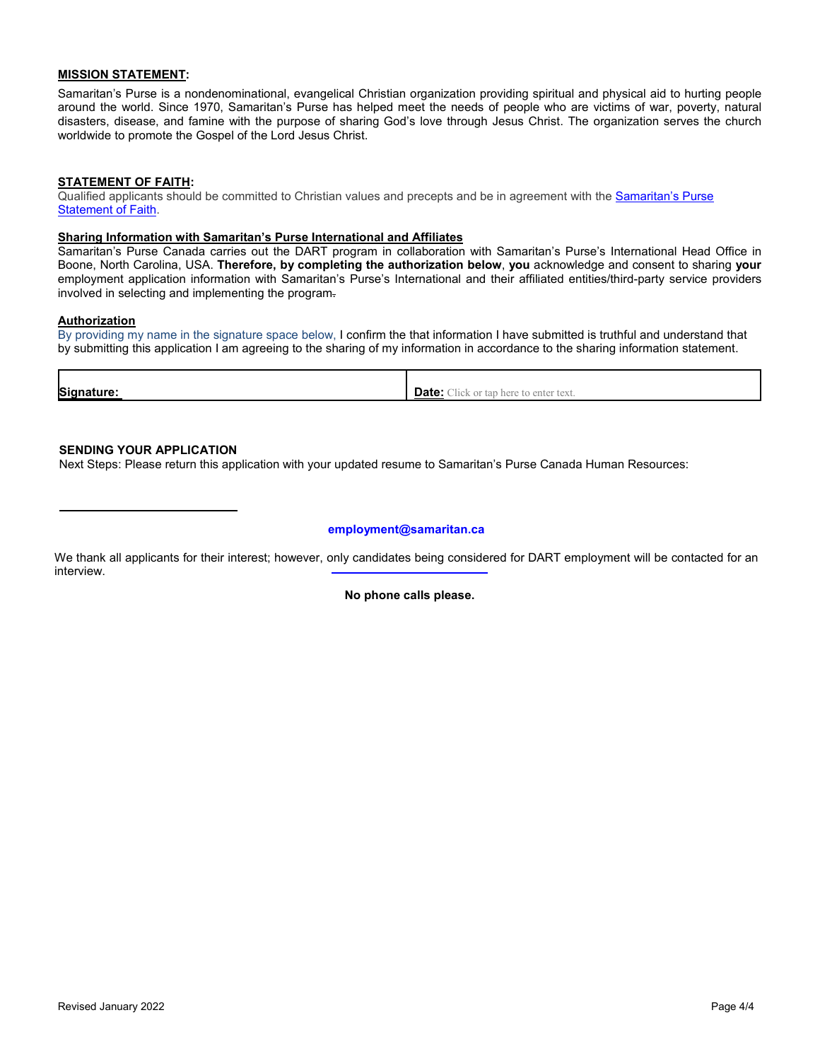**MISSION STATEMENT:**

Samaritan's Purse is a nondenominational, evangelical Christian organization providing spiritual and physical aid to hurting people around the world. Since 1970, Samaritan's Purse has helped meet the needs of people who are victims of war, poverty, natural disasters, disease, and famine with the purpose of sharing God's love through Jesus Christ. The organization serves the church worldwide to promote the Gospel of the Lord Jesus Christ.

**STATEMENT OF FAITH:**

Qualified applicants should be committed to Christian values and precepts and be in agreement with the Samaritan's Purse Statement of Faith.

**Sharing Information with Samaritan's Purse International and Affiliates**

Samaritan's Purse Canada carries out the DART program in collaboration with Samaritan's Purse's International Head Office in Boone, North Carolina, USA. **Therefore, by completing the authorization below**, **you** acknowledge and consent to sharing **your** employment application information with Samaritan's Purse's International and their affiliated entities/third-party service providers involved in selecting and implementing the program.

**Authorization**

By providing my name in the signature space below, I confirm the that information I have submitted is truthful and understand that by submitting this application I am agreeing to the sharing of my information in accordance to the sharing information statement.

| | |
|---|---|
| **Signature:** | **Date:** Click or tap here to enter text. |

**SENDING YOUR APPLICATION**

Next Steps: Please return this application with your updated resume to Samaritan's Purse Canada Human Resources:

**employment@samaritan.ca**

We thank all applicants for their interest; however, only candidates being considered for DART employment will be contacted for an interview.

**No phone calls please.**

Revised January 2022